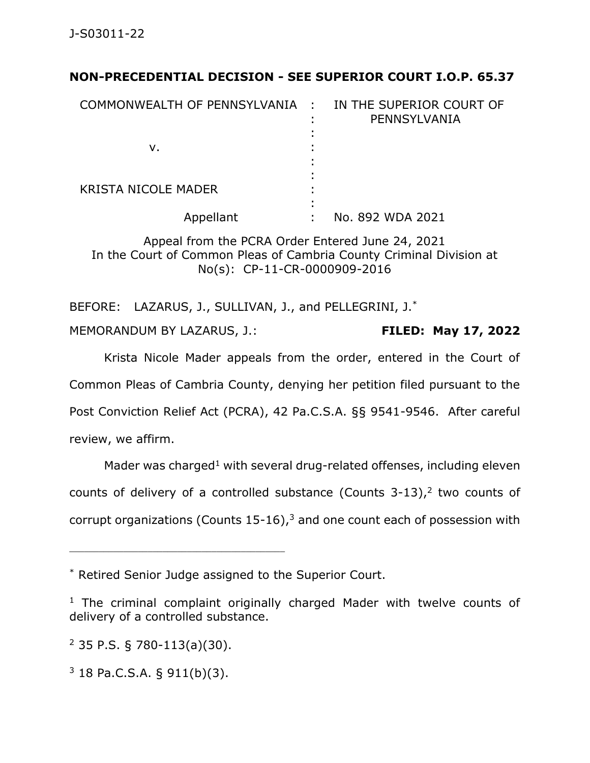J-S03011-22

**NON-PRECEDENTIAL DECISION - SEE SUPERIOR COURT I.O.P. 65.37**

| | | |
|---|---|---|
| COMMONWEALTH OF PENNSYLVANIA | : | IN THE SUPERIOR COURT OF PENNSYLVANIA |
| | : | |
| v. | : | |
| | : | |
| KRISTA NICOLE MADER | : | |
| | : | |
| Appellant | : | No. 892 WDA 2021 |

Appeal from the PCRA Order Entered June 24, 2021
In the Court of Common Pleas of Cambria County Criminal Division at No(s): CP-11-CR-0000909-2016

BEFORE: LAZARUS, J., SULLIVAN, J., and PELLEGRINI, J.*

MEMORANDUM BY LAZARUS, J.: **FILED: May 17, 2022**

Krista Nicole Mader appeals from the order, entered in the Court of Common Pleas of Cambria County, denying her petition filed pursuant to the Post Conviction Relief Act (PCRA), 42 Pa.C.S.A. §§ 9541-9546. After careful review, we affirm.

Mader was charged[1] with several drug-related offenses, including eleven counts of delivery of a controlled substance (Counts 3-13),[2] two counts of corrupt organizations (Counts 15-16),[3] and one count each of possession with

---

\* Retired Senior Judge assigned to the Superior Court.

[1] The criminal complaint originally charged Mader with twelve counts of delivery of a controlled substance.

[2] 35 P.S. § 780-113(a)(30).

[3] 18 Pa.C.S.A. § 911(b)(3).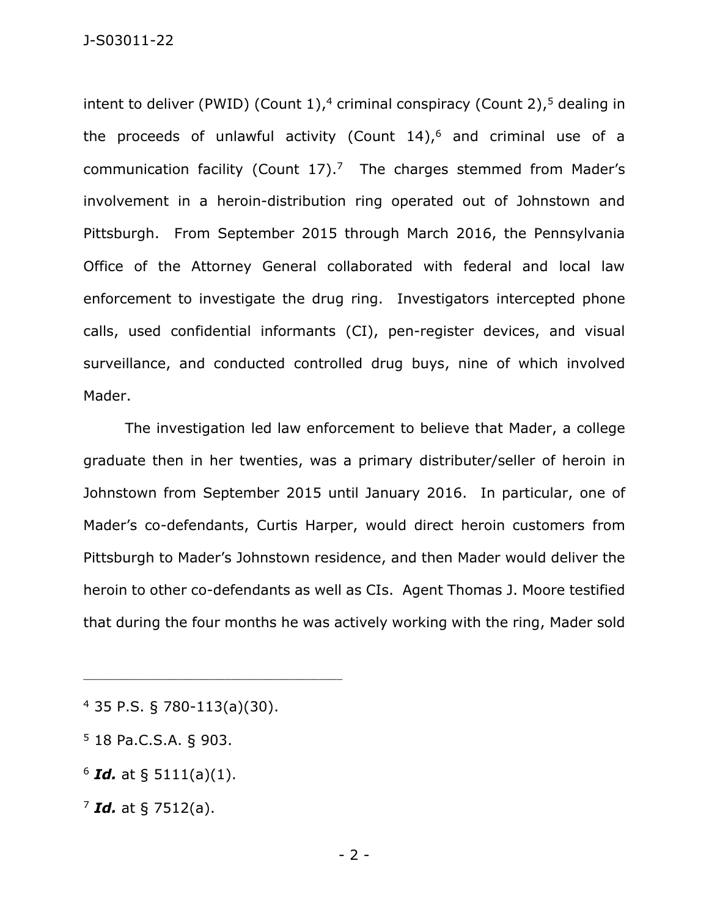intent to deliver (PWID) (Count 1),[4] criminal conspiracy (Count 2),[5] dealing in the proceeds of unlawful activity (Count 14),[6] and criminal use of a communication facility (Count 17).[7] The charges stemmed from Mader's involvement in a heroin-distribution ring operated out of Johnstown and Pittsburgh. From September 2015 through March 2016, the Pennsylvania Office of the Attorney General collaborated with federal and local law enforcement to investigate the drug ring. Investigators intercepted phone calls, used confidential informants (CI), pen-register devices, and visual surveillance, and conducted controlled drug buys, nine of which involved Mader.

The investigation led law enforcement to believe that Mader, a college graduate then in her twenties, was a primary distributer/seller of heroin in Johnstown from September 2015 until January 2016. In particular, one of Mader's co-defendants, Curtis Harper, would direct heroin customers from Pittsburgh to Mader's Johnstown residence, and then Mader would deliver the heroin to other co-defendants as well as CIs. Agent Thomas J. Moore testified that during the four months he was actively working with the ring, Mader sold

---

[4] 35 P.S. § 780-113(a)(30).

[5] 18 Pa.C.S.A. § 903.

[6] ***Id.*** at § 5111(a)(1).

[7] ***Id.*** at § 7512(a).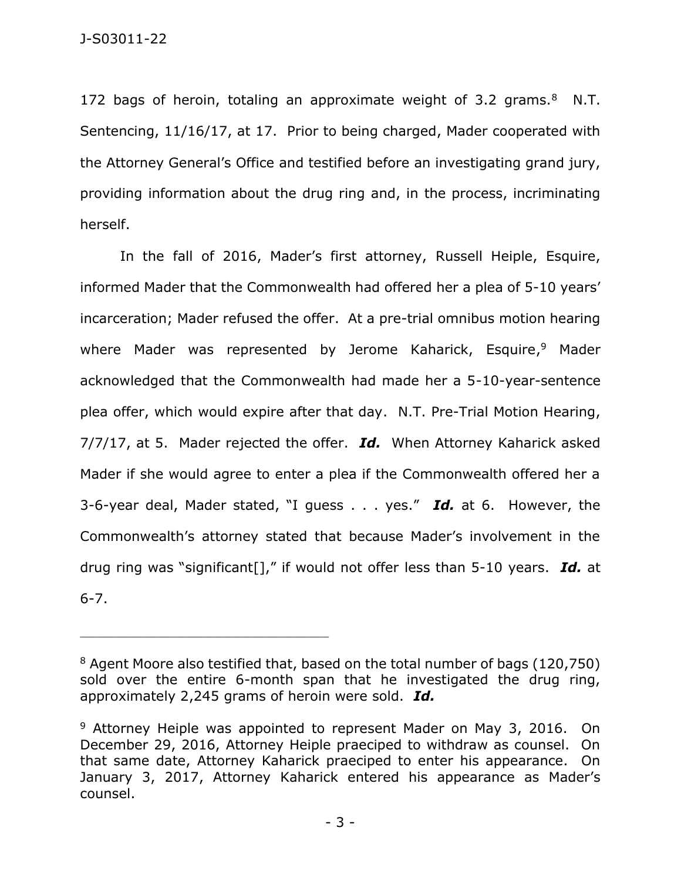172 bags of heroin, totaling an approximate weight of 3.2 grams.[8] N.T. Sentencing, 11/16/17, at 17. Prior to being charged, Mader cooperated with the Attorney General's Office and testified before an investigating grand jury, providing information about the drug ring and, in the process, incriminating herself.

In the fall of 2016, Mader's first attorney, Russell Heiple, Esquire, informed Mader that the Commonwealth had offered her a plea of 5-10 years' incarceration; Mader refused the offer. At a pre-trial omnibus motion hearing where Mader was represented by Jerome Kaharick, Esquire,[9] Mader acknowledged that the Commonwealth had made her a 5-10-year-sentence plea offer, which would expire after that day. N.T. Pre-Trial Motion Hearing, 7/7/17, at 5. Mader rejected the offer. ***Id.*** When Attorney Kaharick asked Mader if she would agree to enter a plea if the Commonwealth offered her a 3-6-year deal, Mader stated, "I guess . . . yes." ***Id.*** at 6. However, the Commonwealth's attorney stated that because Mader's involvement in the drug ring was "significant[]," if would not offer less than 5-10 years. ***Id.*** at 6-7.

---

[8] Agent Moore also testified that, based on the total number of bags (120,750) sold over the entire 6-month span that he investigated the drug ring, approximately 2,245 grams of heroin were sold. ***Id.***

[9] Attorney Heiple was appointed to represent Mader on May 3, 2016. On December 29, 2016, Attorney Heiple praeciped to withdraw as counsel. On that same date, Attorney Kaharick praeciped to enter his appearance. On January 3, 2017, Attorney Kaharick entered his appearance as Mader's counsel.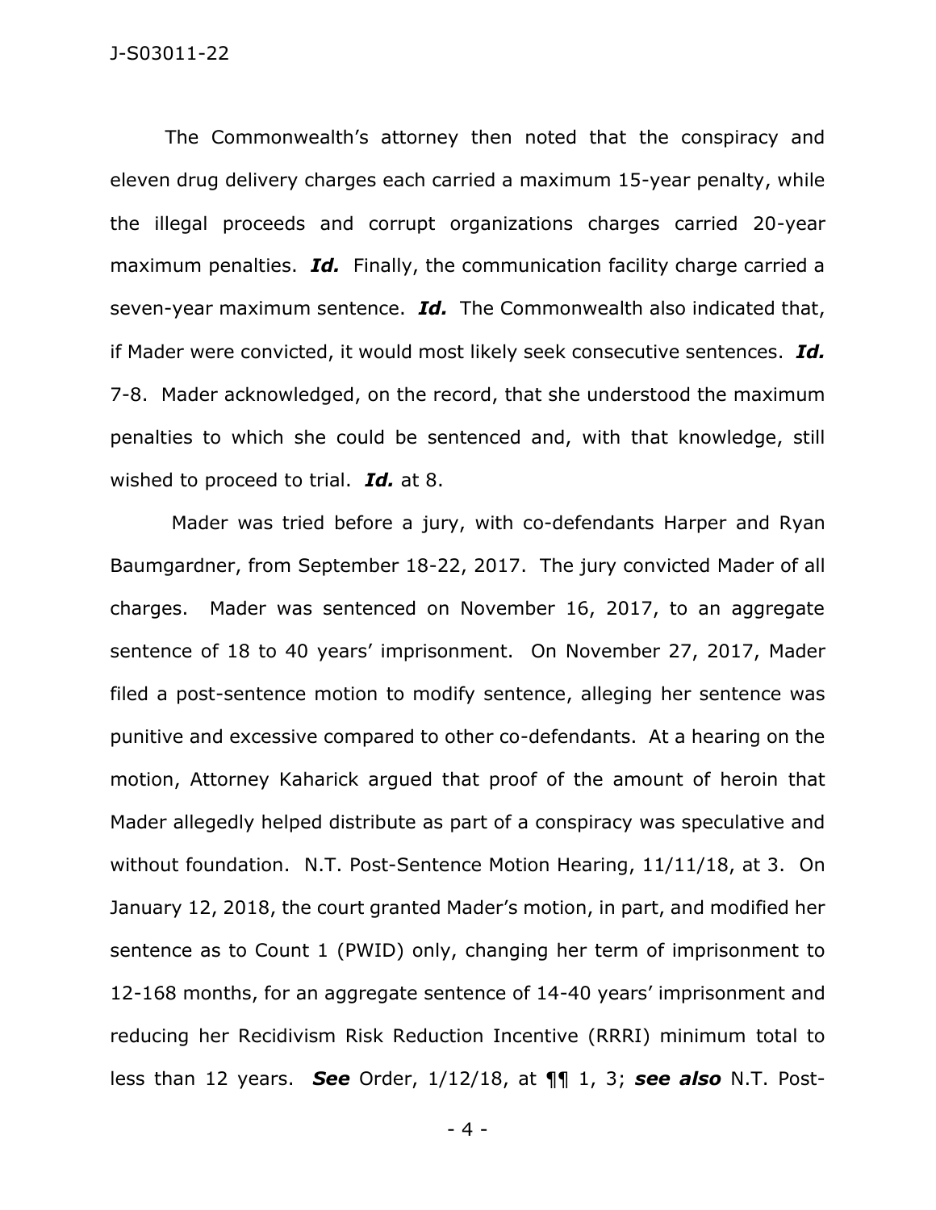The Commonwealth's attorney then noted that the conspiracy and eleven drug delivery charges each carried a maximum 15-year penalty, while the illegal proceeds and corrupt organizations charges carried 20-year maximum penalties. ***Id.*** Finally, the communication facility charge carried a seven-year maximum sentence. ***Id.*** The Commonwealth also indicated that, if Mader were convicted, it would most likely seek consecutive sentences. ***Id.*** 7-8. Mader acknowledged, on the record, that she understood the maximum penalties to which she could be sentenced and, with that knowledge, still wished to proceed to trial. ***Id.*** at 8.

Mader was tried before a jury, with co-defendants Harper and Ryan Baumgardner, from September 18-22, 2017. The jury convicted Mader of all charges. Mader was sentenced on November 16, 2017, to an aggregate sentence of 18 to 40 years' imprisonment. On November 27, 2017, Mader filed a post-sentence motion to modify sentence, alleging her sentence was punitive and excessive compared to other co-defendants. At a hearing on the motion, Attorney Kaharick argued that proof of the amount of heroin that Mader allegedly helped distribute as part of a conspiracy was speculative and without foundation. N.T. Post-Sentence Motion Hearing, 11/11/18, at 3. On January 12, 2018, the court granted Mader's motion, in part, and modified her sentence as to Count 1 (PWID) only, changing her term of imprisonment to 12-168 months, for an aggregate sentence of 14-40 years' imprisonment and reducing her Recidivism Risk Reduction Incentive (RRRI) minimum total to less than 12 years. ***See*** Order, 1/12/18, at ¶¶ 1, 3; ***see also*** N.T. Post-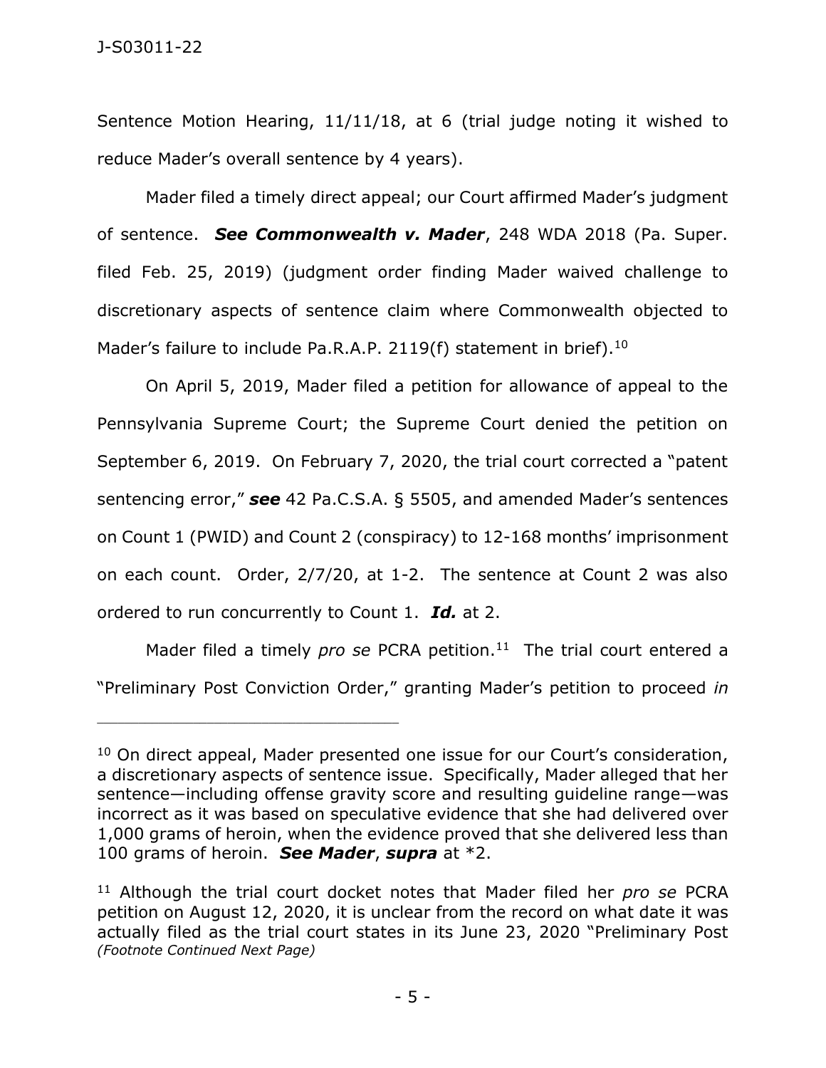Sentence Motion Hearing, 11/11/18, at 6 (trial judge noting it wished to reduce Mader's overall sentence by 4 years).

Mader filed a timely direct appeal; our Court affirmed Mader's judgment of sentence. ***See Commonwealth v. Mader***, 248 WDA 2018 (Pa. Super. filed Feb. 25, 2019) (judgment order finding Mader waived challenge to discretionary aspects of sentence claim where Commonwealth objected to Mader's failure to include Pa.R.A.P. 2119(f) statement in brief).[10]

On April 5, 2019, Mader filed a petition for allowance of appeal to the Pennsylvania Supreme Court; the Supreme Court denied the petition on September 6, 2019. On February 7, 2020, the trial court corrected a "patent sentencing error," ***see*** 42 Pa.C.S.A. § 5505, and amended Mader's sentences on Count 1 (PWID) and Count 2 (conspiracy) to 12-168 months' imprisonment on each count. Order, 2/7/20, at 1-2. The sentence at Count 2 was also ordered to run concurrently to Count 1. ***Id.*** at 2.

Mader filed a timely *pro se* PCRA petition.[11] The trial court entered a "Preliminary Post Conviction Order," granting Mader's petition to proceed *in*

---

[10] On direct appeal, Mader presented one issue for our Court's consideration, a discretionary aspects of sentence issue. Specifically, Mader alleged that her sentence—including offense gravity score and resulting guideline range—was incorrect as it was based on speculative evidence that she had delivered over 1,000 grams of heroin, when the evidence proved that she delivered less than 100 grams of heroin. ***See Mader***, ***supra*** at *2.

[11] Although the trial court docket notes that Mader filed her *pro se* PCRA petition on August 12, 2020, it is unclear from the record on what date it was actually filed as the trial court states in its June 23, 2020 "Preliminary Post *(Footnote Continued Next Page)*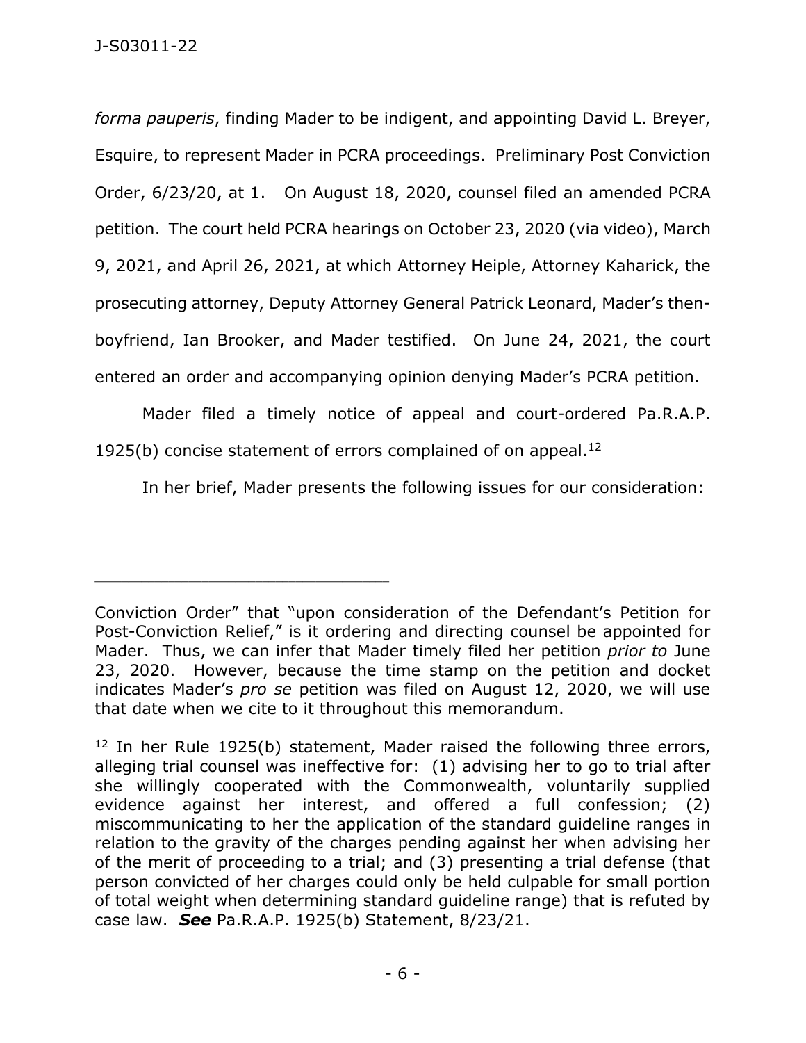*forma pauperis*, finding Mader to be indigent, and appointing David L. Breyer, Esquire, to represent Mader in PCRA proceedings. Preliminary Post Conviction Order, 6/23/20, at 1. On August 18, 2020, counsel filed an amended PCRA petition. The court held PCRA hearings on October 23, 2020 (via video), March 9, 2021, and April 26, 2021, at which Attorney Heiple, Attorney Kaharick, the prosecuting attorney, Deputy Attorney General Patrick Leonard, Mader's then-boyfriend, Ian Brooker, and Mader testified. On June 24, 2021, the court entered an order and accompanying opinion denying Mader's PCRA petition.

Mader filed a timely notice of appeal and court-ordered Pa.R.A.P. 1925(b) concise statement of errors complained of on appeal.[12]

In her brief, Mader presents the following issues for our consideration:

---

Conviction Order" that "upon consideration of the Defendant's Petition for Post-Conviction Relief," is it ordering and directing counsel be appointed for Mader. Thus, we can infer that Mader timely filed her petition *prior to* June 23, 2020. However, because the time stamp on the petition and docket indicates Mader's *pro se* petition was filed on August 12, 2020, we will use that date when we cite to it throughout this memorandum.

[12] In her Rule 1925(b) statement, Mader raised the following three errors, alleging trial counsel was ineffective for: (1) advising her to go to trial after she willingly cooperated with the Commonwealth, voluntarily supplied evidence against her interest, and offered a full confession; (2) miscommunicating to her the application of the standard guideline ranges in relation to the gravity of the charges pending against her when advising her of the merit of proceeding to a trial; and (3) presenting a trial defense (that person convicted of her charges could only be held culpable for small portion of total weight when determining standard guideline range) that is refuted by case law. ***See*** Pa.R.A.P. 1925(b) Statement, 8/23/21.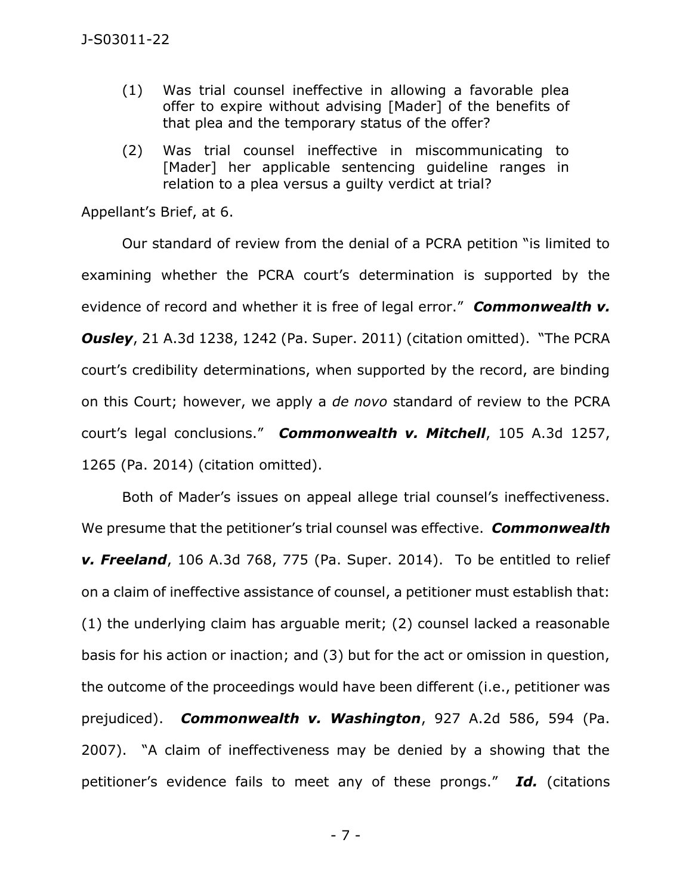(1) Was trial counsel ineffective in allowing a favorable plea offer to expire without advising [Mader] of the benefits of that plea and the temporary status of the offer?

(2) Was trial counsel ineffective in miscommunicating to [Mader] her applicable sentencing guideline ranges in relation to a plea versus a guilty verdict at trial?

Appellant's Brief, at 6.

Our standard of review from the denial of a PCRA petition "is limited to examining whether the PCRA court's determination is supported by the evidence of record and whether it is free of legal error." ***Commonwealth v. Ousley***, 21 A.3d 1238, 1242 (Pa. Super. 2011) (citation omitted). "The PCRA court's credibility determinations, when supported by the record, are binding on this Court; however, we apply a *de novo* standard of review to the PCRA court's legal conclusions." ***Commonwealth v. Mitchell***, 105 A.3d 1257, 1265 (Pa. 2014) (citation omitted).

Both of Mader's issues on appeal allege trial counsel's ineffectiveness. We presume that the petitioner's trial counsel was effective. ***Commonwealth v. Freeland***, 106 A.3d 768, 775 (Pa. Super. 2014). To be entitled to relief on a claim of ineffective assistance of counsel, a petitioner must establish that: (1) the underlying claim has arguable merit; (2) counsel lacked a reasonable basis for his action or inaction; and (3) but for the act or omission in question, the outcome of the proceedings would have been different (i.e., petitioner was prejudiced). ***Commonwealth v. Washington***, 927 A.2d 586, 594 (Pa. 2007). "A claim of ineffectiveness may be denied by a showing that the petitioner's evidence fails to meet any of these prongs." ***Id.*** (citations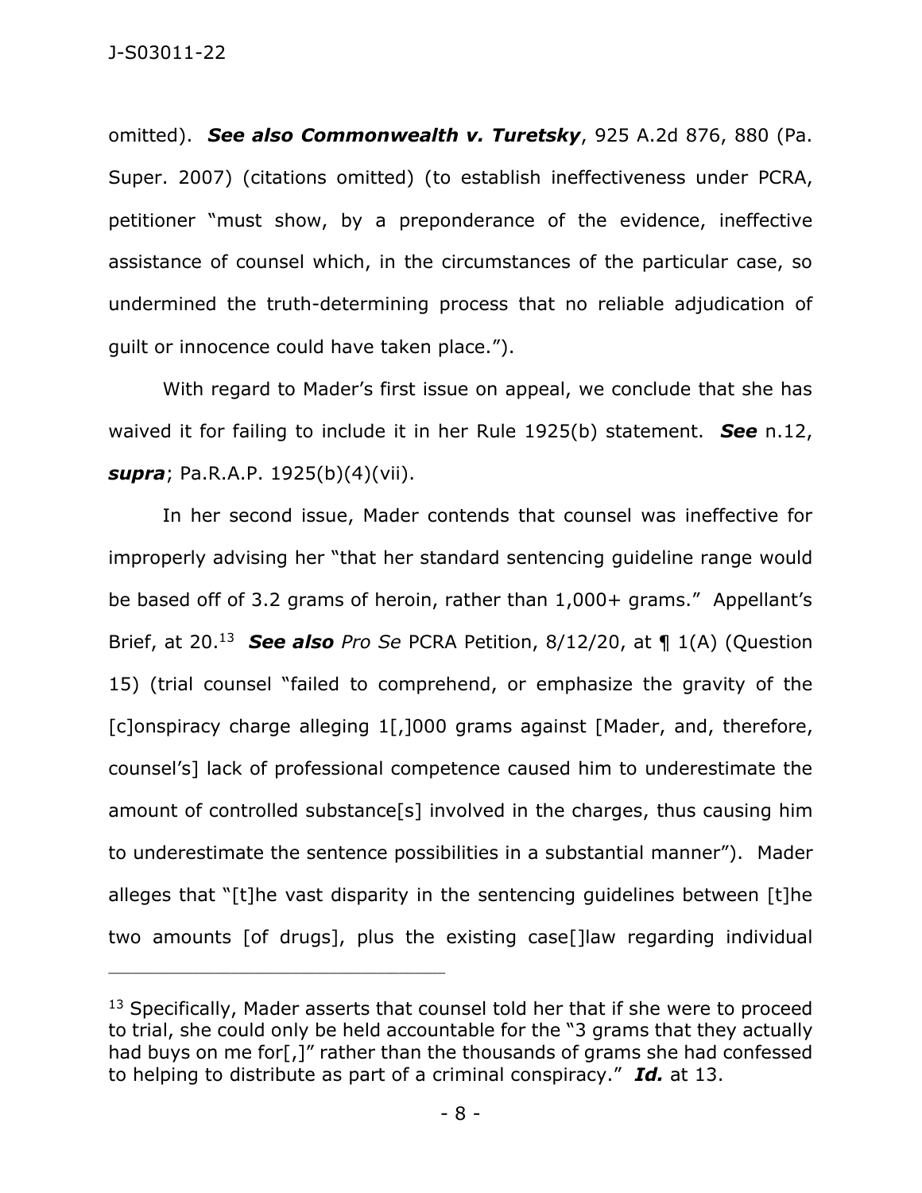omitted). ***See also Commonwealth v. Turetsky***, 925 A.2d 876, 880 (Pa. Super. 2007) (citations omitted) (to establish ineffectiveness under PCRA, petitioner "must show, by a preponderance of the evidence, ineffective assistance of counsel which, in the circumstances of the particular case, so undermined the truth-determining process that no reliable adjudication of guilt or innocence could have taken place.").

With regard to Mader's first issue on appeal, we conclude that she has waived it for failing to include it in her Rule 1925(b) statement. ***See*** n.12, ***supra***; Pa.R.A.P. 1925(b)(4)(vii).

In her second issue, Mader contends that counsel was ineffective for improperly advising her "that her standard sentencing guideline range would be based off of 3.2 grams of heroin, rather than 1,000+ grams." Appellant's Brief, at 20.[13] ***See also*** *Pro Se* PCRA Petition, 8/12/20, at ¶ 1(A) (Question 15) (trial counsel "failed to comprehend, or emphasize the gravity of the [c]onspiracy charge alleging 1[,]000 grams against [Mader, and, therefore, counsel's] lack of professional competence caused him to underestimate the amount of controlled substance[s] involved in the charges, thus causing him to underestimate the sentence possibilities in a substantial manner"). Mader alleges that "[t]he vast disparity in the sentencing guidelines between [t]he two amounts [of drugs], plus the existing case[]law regarding individual

---

[13] Specifically, Mader asserts that counsel told her that if she were to proceed to trial, she could only be held accountable for the "3 grams that they actually had buys on me for[,]" rather than the thousands of grams she had confessed to helping to distribute as part of a criminal conspiracy." ***Id.*** at 13.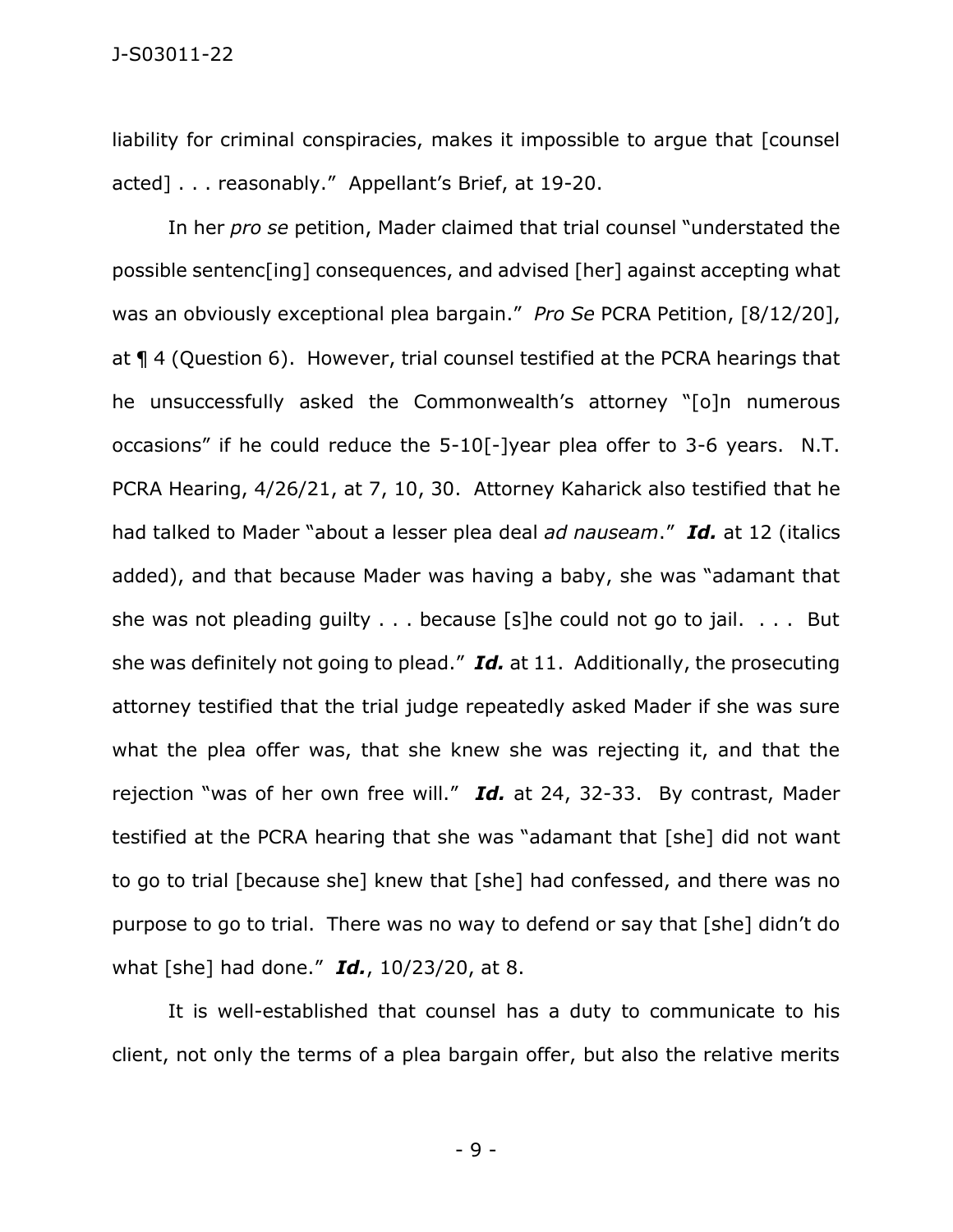liability for criminal conspiracies, makes it impossible to argue that [counsel acted] . . . reasonably." Appellant's Brief, at 19-20.

In her *pro se* petition, Mader claimed that trial counsel "understated the possible sentenc[ing] consequences, and advised [her] against accepting what was an obviously exceptional plea bargain." *Pro Se* PCRA Petition, [8/12/20], at ¶ 4 (Question 6). However, trial counsel testified at the PCRA hearings that he unsuccessfully asked the Commonwealth's attorney "[o]n numerous occasions" if he could reduce the 5-10[-]year plea offer to 3-6 years. N.T. PCRA Hearing, 4/26/21, at 7, 10, 30. Attorney Kaharick also testified that he had talked to Mader "about a lesser plea deal *ad nauseam*." ***Id.*** at 12 (italics added), and that because Mader was having a baby, she was "adamant that she was not pleading guilty . . . because [s]he could not go to jail. . . . But she was definitely not going to plead." ***Id.*** at 11. Additionally, the prosecuting attorney testified that the trial judge repeatedly asked Mader if she was sure what the plea offer was, that she knew she was rejecting it, and that the rejection "was of her own free will." ***Id.*** at 24, 32-33. By contrast, Mader testified at the PCRA hearing that she was "adamant that [she] did not want to go to trial [because she] knew that [she] had confessed, and there was no purpose to go to trial. There was no way to defend or say that [she] didn't do what [she] had done." ***Id.***, 10/23/20, at 8.

It is well-established that counsel has a duty to communicate to his client, not only the terms of a plea bargain offer, but also the relative merits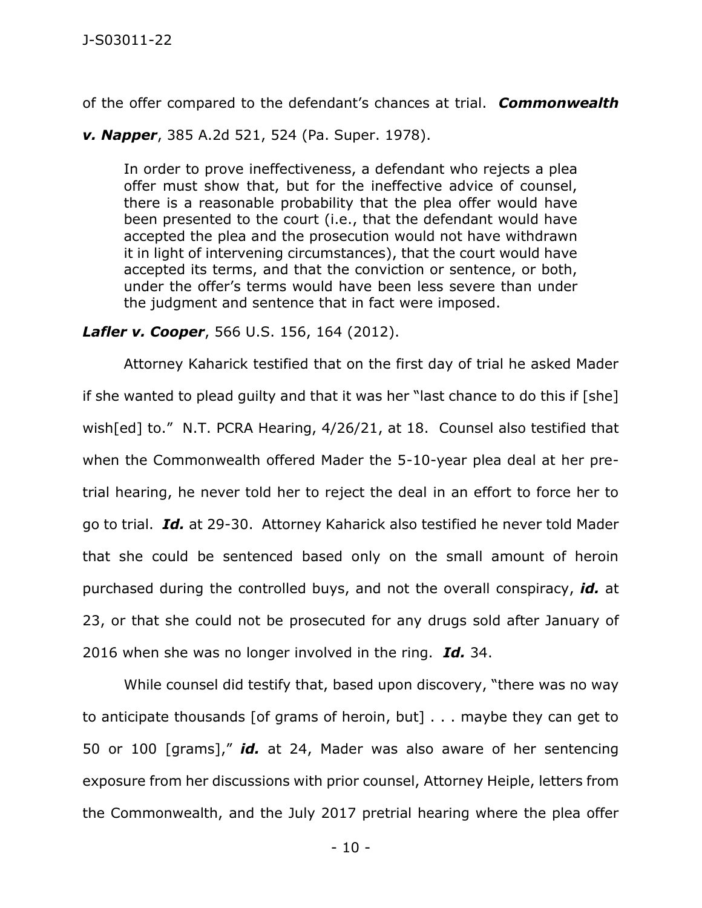of the offer compared to the defendant's chances at trial. ***Commonwealth v. Napper***, 385 A.2d 521, 524 (Pa. Super. 1978).

> In order to prove ineffectiveness, a defendant who rejects a plea offer must show that, but for the ineffective advice of counsel, there is a reasonable probability that the plea offer would have been presented to the court (i.e., that the defendant would have accepted the plea and the prosecution would not have withdrawn it in light of intervening circumstances), that the court would have accepted its terms, and that the conviction or sentence, or both, under the offer's terms would have been less severe than under the judgment and sentence that in fact were imposed.

***Lafler v. Cooper***, 566 U.S. 156, 164 (2012).

Attorney Kaharick testified that on the first day of trial he asked Mader if she wanted to plead guilty and that it was her "last chance to do this if [she] wish[ed] to." N.T. PCRA Hearing, 4/26/21, at 18. Counsel also testified that when the Commonwealth offered Mader the 5-10-year plea deal at her pre-trial hearing, he never told her to reject the deal in an effort to force her to go to trial. ***Id.*** at 29-30. Attorney Kaharick also testified he never told Mader that she could be sentenced based only on the small amount of heroin purchased during the controlled buys, and not the overall conspiracy, ***id.*** at 23, or that she could not be prosecuted for any drugs sold after January of 2016 when she was no longer involved in the ring. ***Id.*** 34.

While counsel did testify that, based upon discovery, "there was no way to anticipate thousands [of grams of heroin, but] . . . maybe they can get to 50 or 100 [grams]," ***id.*** at 24, Mader was also aware of her sentencing exposure from her discussions with prior counsel, Attorney Heiple, letters from the Commonwealth, and the July 2017 pretrial hearing where the plea offer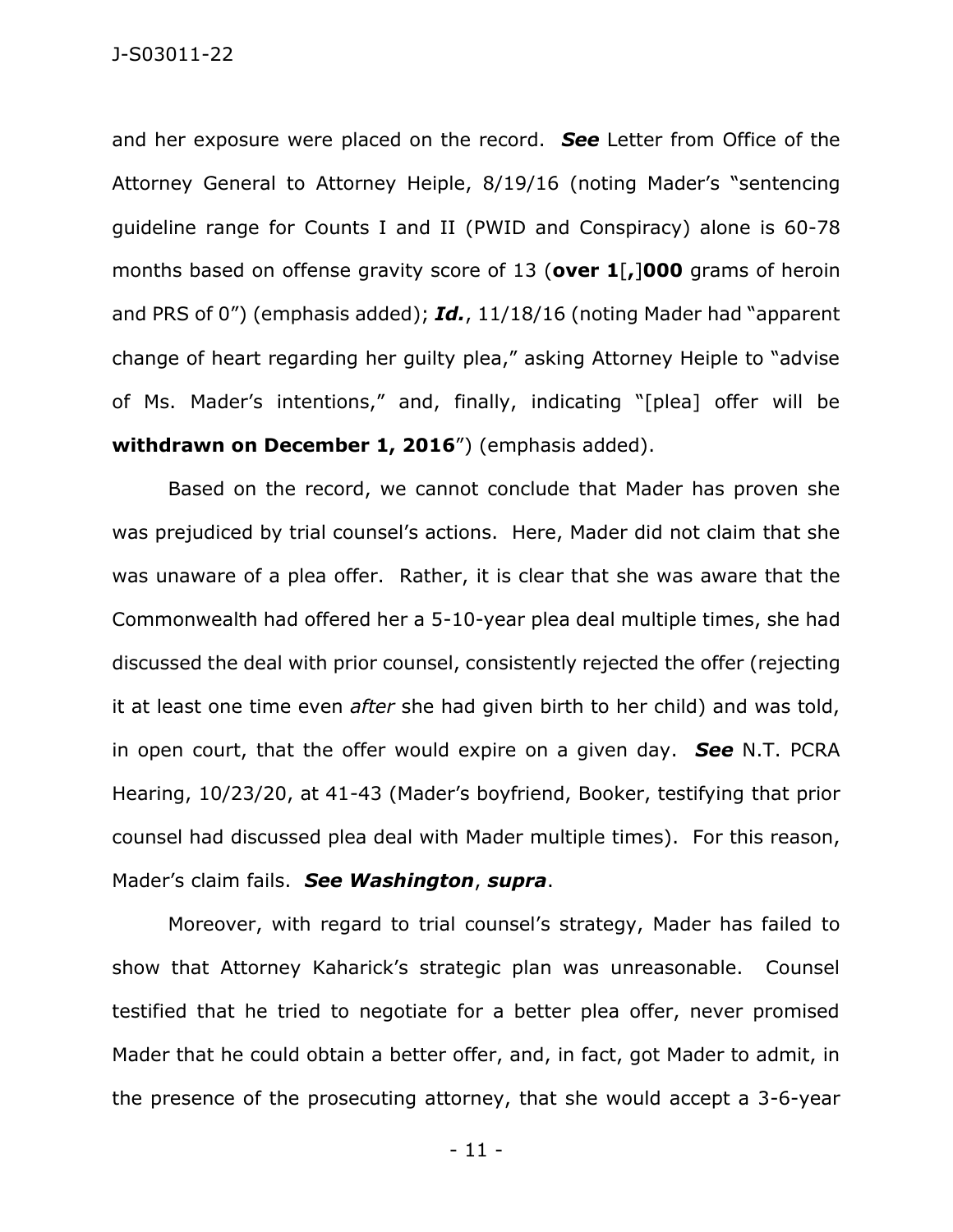and her exposure were placed on the record. ***See*** Letter from Office of the Attorney General to Attorney Heiple, 8/19/16 (noting Mader's "sentencing guideline range for Counts I and II (PWID and Conspiracy) alone is 60-78 months based on offense gravity score of 13 (**over 1**[**,**]**000** grams of heroin and PRS of 0") (emphasis added); ***Id.***, 11/18/16 (noting Mader had "apparent change of heart regarding her guilty plea," asking Attorney Heiple to "advise of Ms. Mader's intentions," and, finally, indicating "[plea] offer will be **withdrawn on December 1, 2016**") (emphasis added).

Based on the record, we cannot conclude that Mader has proven she was prejudiced by trial counsel's actions. Here, Mader did not claim that she was unaware of a plea offer. Rather, it is clear that she was aware that the Commonwealth had offered her a 5-10-year plea deal multiple times, she had discussed the deal with prior counsel, consistently rejected the offer (rejecting it at least one time even *after* she had given birth to her child) and was told, in open court, that the offer would expire on a given day. ***See*** N.T. PCRA Hearing, 10/23/20, at 41-43 (Mader's boyfriend, Booker, testifying that prior counsel had discussed plea deal with Mader multiple times). For this reason, Mader's claim fails. ***See Washington***, ***supra***.

Moreover, with regard to trial counsel's strategy, Mader has failed to show that Attorney Kaharick's strategic plan was unreasonable. Counsel testified that he tried to negotiate for a better plea offer, never promised Mader that he could obtain a better offer, and, in fact, got Mader to admit, in the presence of the prosecuting attorney, that she would accept a 3-6-year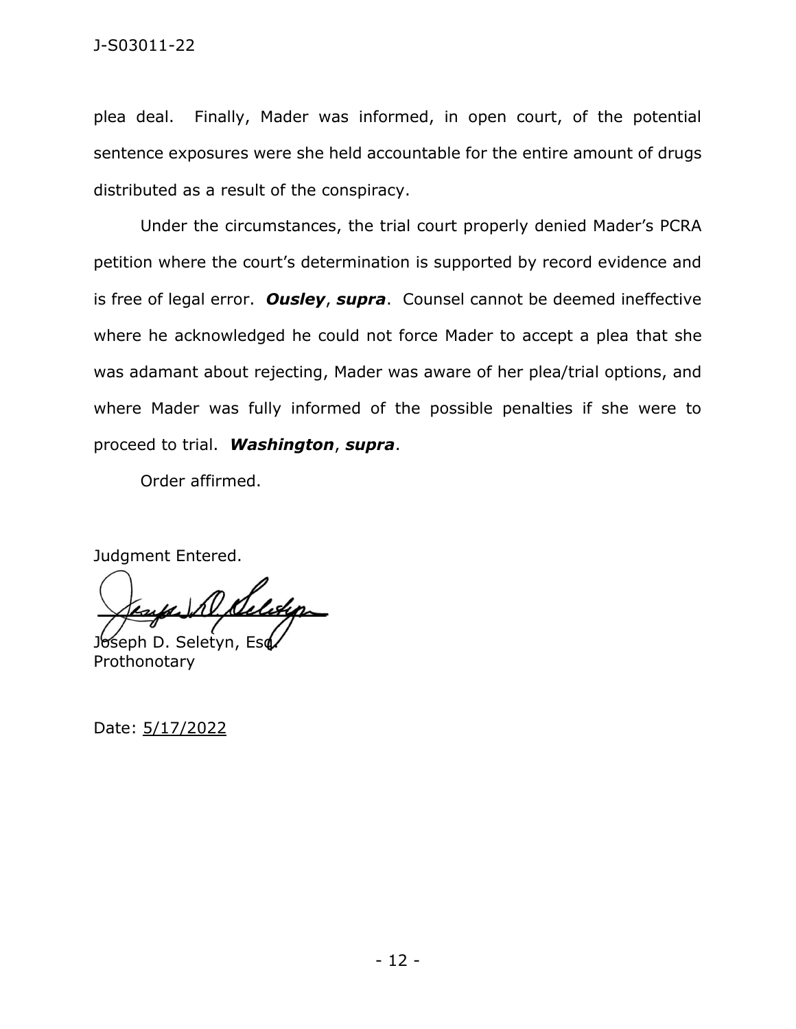plea deal. Finally, Mader was informed, in open court, of the potential sentence exposures were she held accountable for the entire amount of drugs distributed as a result of the conspiracy.

Under the circumstances, the trial court properly denied Mader's PCRA petition where the court's determination is supported by record evidence and is free of legal error. ***Ousley***, ***supra***. Counsel cannot be deemed ineffective where he acknowledged he could not force Mader to accept a plea that she was adamant about rejecting, Mader was aware of her plea/trial options, and where Mader was fully informed of the possible penalties if she were to proceed to trial. ***Washington***, ***supra***.

Order affirmed.

Judgment Entered.

Joseph D. Seletyn, Esq.
Prothonotary

Date: 5/17/2022